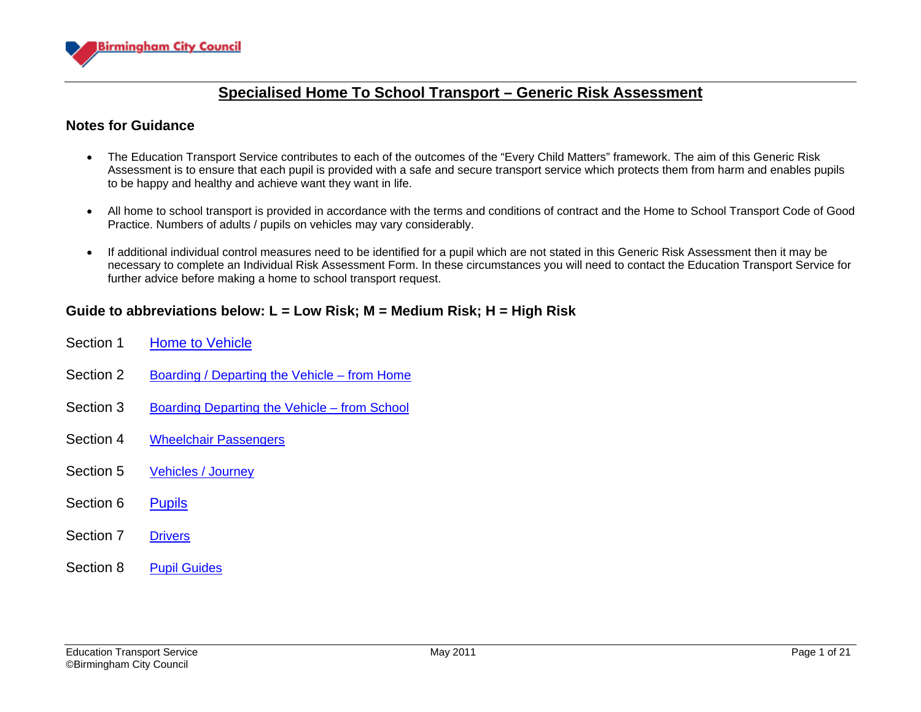Birmingham City Council

# Specialised Home To School Transport – Generic Risk Assessment

## Notes for Guidance

- The Education Transport Service contributes to each of the outcomes of the "Every Child Matters" framework. The aim of this Generic Risk Assessment is to ensure that each pupil is provided with a safe and secure transport service which protects them from harm and enables pupils to be happy and healthy and achieve want they want in life.

- All home to school transport is provided in accordance with the terms and conditions of contract and the Home to School Transport Code of Good Practice. Numbers of adults / pupils on vehicles may vary considerably.

- If additional individual control measures need to be identified for a pupil which are not stated in this Generic Risk Assessment then it may be necessary to complete an Individual Risk Assessment Form. In these circumstances you will need to contact the Education Transport Service for further advice before making a home to school transport request.

## Guide to abbreviations below: L = Low Risk; M = Medium Risk; H = High Risk

Section 1 Home to Vehicle

Section 2 Boarding / Departing the Vehicle – from Home

Section 3 Boarding Departing the Vehicle – from School

Section 4 Wheelchair Passengers

Section 5 Vehicles / Journey

Section 6 Pupils

Section 7 Drivers

Section 8 Pupil Guides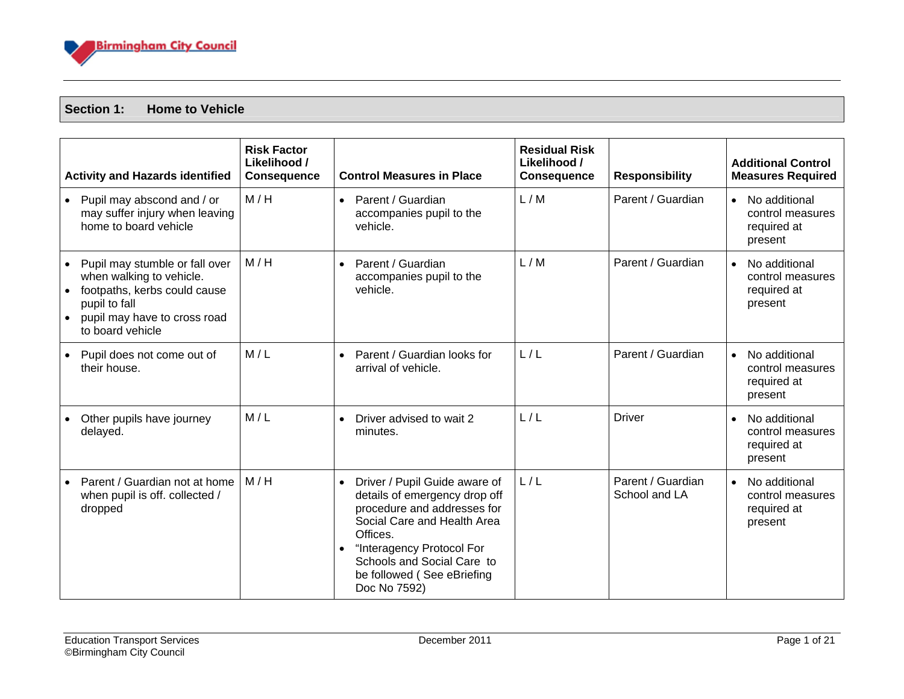## Section 1: Home to Vehicle

| Activity and Hazards identified | Risk Factor Likelihood / Consequence | Control Measures in Place | Residual Risk Likelihood / Consequence | Responsibility | Additional Control Measures Required |
|---|---|---|---|---|---|
| • Pupil may abscond and / or may suffer injury when leaving home to board vehicle | M / H | • Parent / Guardian accompanies pupil to the vehicle. | L / M | Parent / Guardian | • No additional control measures required at present |
| • Pupil may stumble or fall over when walking to vehicle.<br>• footpaths, kerbs could cause pupil to fall<br>• pupil may have to cross road to board vehicle | M / H | • Parent / Guardian accompanies pupil to the vehicle. | L / M | Parent / Guardian | • No additional control measures required at present |
| • Pupil does not come out of their house. | M / L | • Parent / Guardian looks for arrival of vehicle. | L / L | Parent / Guardian | • No additional control measures required at present |
| • Other pupils have journey delayed. | M / L | • Driver advised to wait 2 minutes. | L / L | Driver | • No additional control measures required at present |
| • Parent / Guardian not at home when pupil is off. collected / dropped | M / H | • Driver / Pupil Guide aware of details of emergency drop off procedure and addresses for Social Care and Health Area Offices.<br>• "Interagency Protocol For Schools and Social Care to be followed ( See eBriefing Doc No 7592) | L / L | Parent / Guardian School and LA | • No additional control measures required at present |

Education Transport Services
©Birmingham City Council

December 2011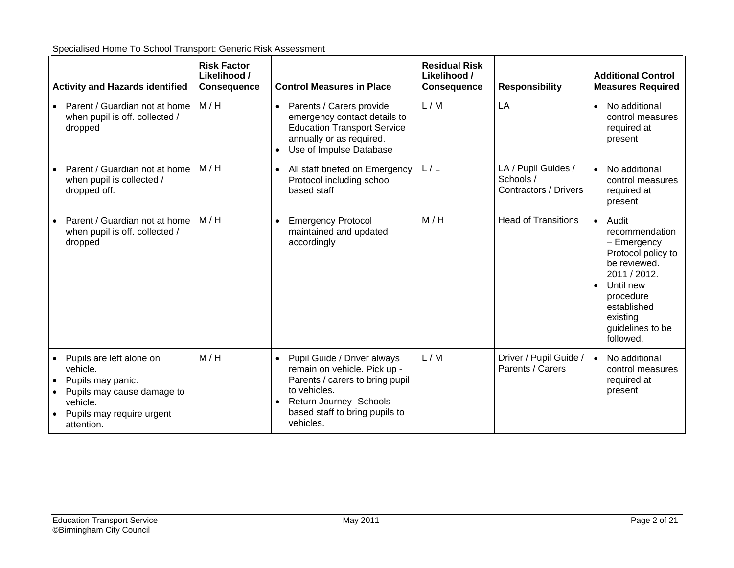Specialised Home To School Transport: Generic Risk Assessment

| Activity and Hazards identified | Risk Factor Likelihood / Consequence | Control Measures in Place | Residual Risk Likelihood / Consequence | Responsibility | Additional Control Measures Required |
|---|---|---|---|---|---|
| • Parent / Guardian not at home when pupil is off. collected / dropped | M / H | • Parents / Carers provide emergency contact details to Education Transport Service annually or as required.<br>• Use of Impulse Database | L / M | LA | • No additional control measures required at present |
| • Parent / Guardian not at home when pupil is collected / dropped off. | M / H | • All staff briefed on Emergency Protocol including school based staff | L / L | LA / Pupil Guides / Schools / Contractors / Drivers | • No additional control measures required at present |
| • Parent / Guardian not at home when pupil is off. collected / dropped | M / H | • Emergency Protocol maintained and updated accordingly | M / H | Head of Transitions | • Audit recommendation – Emergency Protocol policy to be reviewed. 2011 / 2012.<br>• Until new procedure established existing guidelines to be followed. |
| • Pupils are left alone on vehicle.<br>• Pupils may panic.<br>• Pupils may cause damage to vehicle.<br>• Pupils may require urgent attention. | M / H | • Pupil Guide / Driver always remain on vehicle. Pick up - Parents / carers to bring pupil to vehicles.<br>• Return Journey -Schools based staff to bring pupils to vehicles. | L / M | Driver / Pupil Guide / Parents / Carers | • No additional control measures required at present |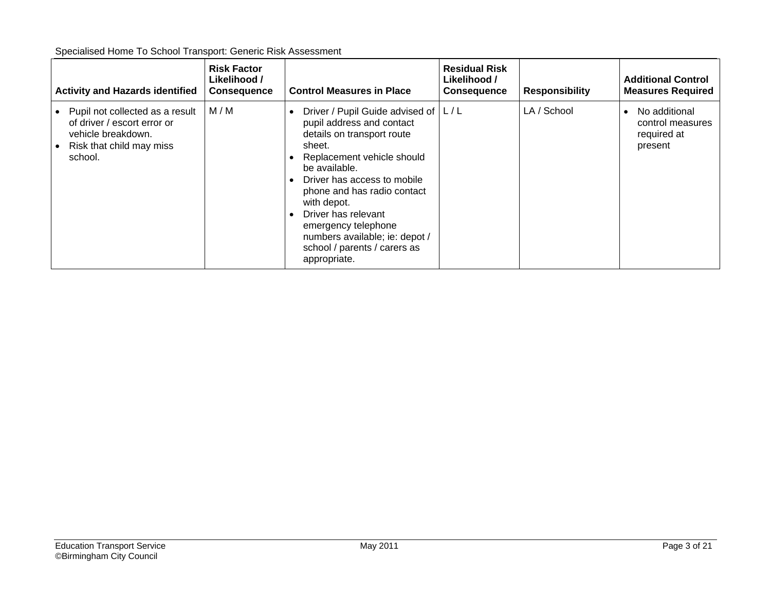Specialised Home To School Transport: Generic Risk Assessment

| Activity and Hazards identified | Risk Factor Likelihood / Consequence | Control Measures in Place | Residual Risk Likelihood / Consequence | Responsibility | Additional Control Measures Required |
|---|---|---|---|---|---|
| • Pupil not collected as a result of driver / escort error or vehicle breakdown.<br>• Risk that child may miss school. | M / M | • Driver / Pupil Guide advised of pupil address and contact details on transport route sheet.<br>• Replacement vehicle should be available.<br>• Driver has access to mobile phone and has radio contact with depot.<br>• Driver has relevant emergency telephone numbers available; ie: depot / school / parents / carers as appropriate. | L / L | LA / School | • No additional control measures required at present |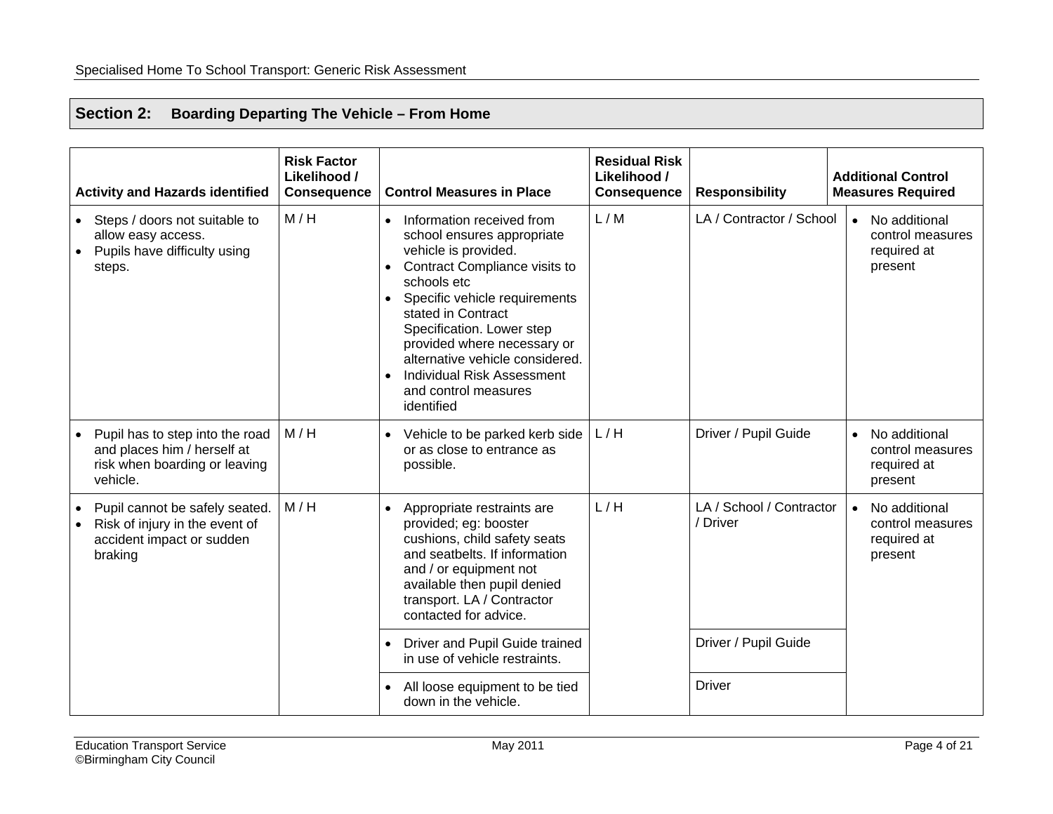## Section 2: Boarding Departing The Vehicle – From Home

| Activity and Hazards identified | Risk Factor Likelihood / Consequence | Control Measures in Place | Residual Risk Likelihood / Consequence | Responsibility | Additional Control Measures Required |
|---|---|---|---|---|---|
| • Steps / doors not suitable to allow easy access.<br>• Pupils have difficulty using steps. | M / H | • Information received from school ensures appropriate vehicle is provided.<br>• Contract Compliance visits to schools etc<br>• Specific vehicle requirements stated in Contract Specification. Lower step provided where necessary or alternative vehicle considered.<br>• Individual Risk Assessment and control measures identified | L / M | LA / Contractor / School | • No additional control measures required at present |
| • Pupil has to step into the road and places him / herself at risk when boarding or leaving vehicle. | M / H | • Vehicle to be parked kerb side or as close to entrance as possible. | L / H | Driver / Pupil Guide | • No additional control measures required at present |
| • Pupil cannot be safely seated.<br>• Risk of injury in the event of accident impact or sudden braking | M / H | • Appropriate restraints are provided; eg: booster cushions, child safety seats and seatbelts. If information and / or equipment not available then pupil denied transport. LA / Contractor contacted for advice. | L / H | LA / School / Contractor / Driver | • No additional control measures required at present |
| | | • Driver and Pupil Guide trained in use of vehicle restraints. | | Driver / Pupil Guide | |
| | | • All loose equipment to be tied down in the vehicle. | | Driver | |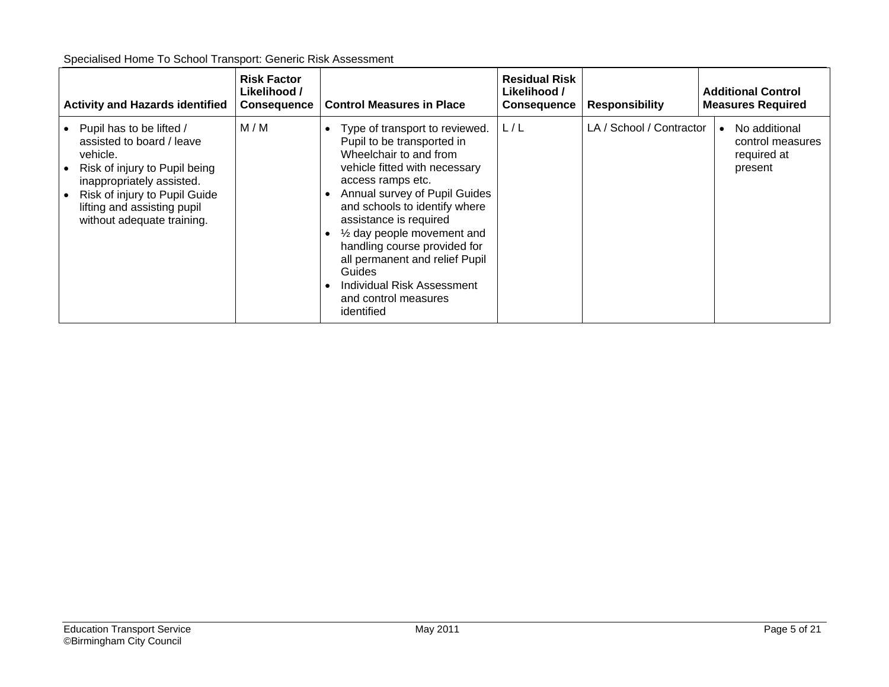Specialised Home To School Transport: Generic Risk Assessment

| Activity and Hazards identified | Risk Factor Likelihood / Consequence | Control Measures in Place | Residual Risk Likelihood / Consequence | Responsibility | Additional Control Measures Required |
|---|---|---|---|---|---|
| • Pupil has to be lifted / assisted to board / leave vehicle.<br>• Risk of injury to Pupil being inappropriately assisted.<br>• Risk of injury to Pupil Guide lifting and assisting pupil without adequate training. | M / M | • Type of transport to reviewed. Pupil to be transported in Wheelchair to and from vehicle fitted with necessary access ramps etc.<br>• Annual survey of Pupil Guides and schools to identify where assistance is required<br>• ½ day people movement and handling course provided for all permanent and relief Pupil Guides<br>• Individual Risk Assessment and control measures identified | L / L | LA / School / Contractor | • No additional control measures required at present |

Education Transport Service
©Birmingham City Council

May 2011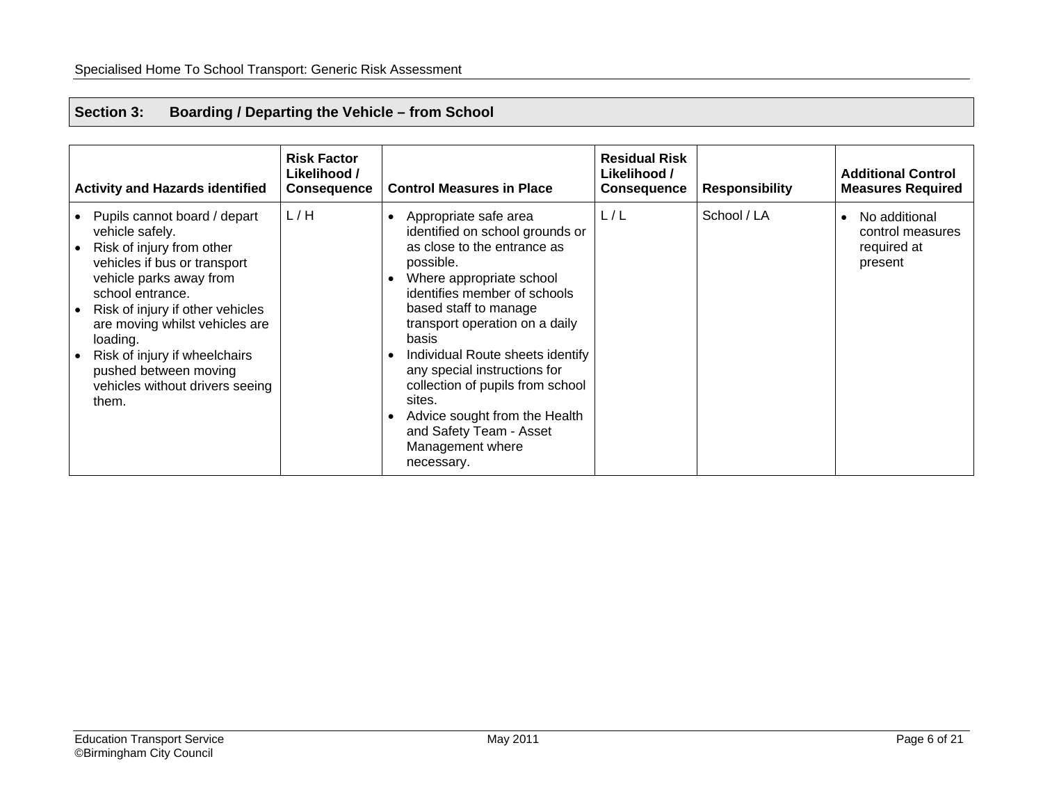## Section 3: Boarding / Departing the Vehicle – from School

| Activity and Hazards identified | Risk Factor Likelihood / Consequence | Control Measures in Place | Residual Risk Likelihood / Consequence | Responsibility | Additional Control Measures Required |
|---|---|---|---|---|---|
| • Pupils cannot board / depart vehicle safely.<br>• Risk of injury from other vehicles if bus or transport vehicle parks away from school entrance.<br>• Risk of injury if other vehicles are moving whilst vehicles are loading.<br>• Risk of injury if wheelchairs pushed between moving vehicles without drivers seeing them. | L / H | • Appropriate safe area identified on school grounds or as close to the entrance as possible.<br>• Where appropriate school identifies member of schools based staff to manage transport operation on a daily basis<br>• Individual Route sheets identify any special instructions for collection of pupils from school sites.<br>• Advice sought from the Health and Safety Team - Asset Management where necessary. | L / L | School / LA | • No additional control measures required at present |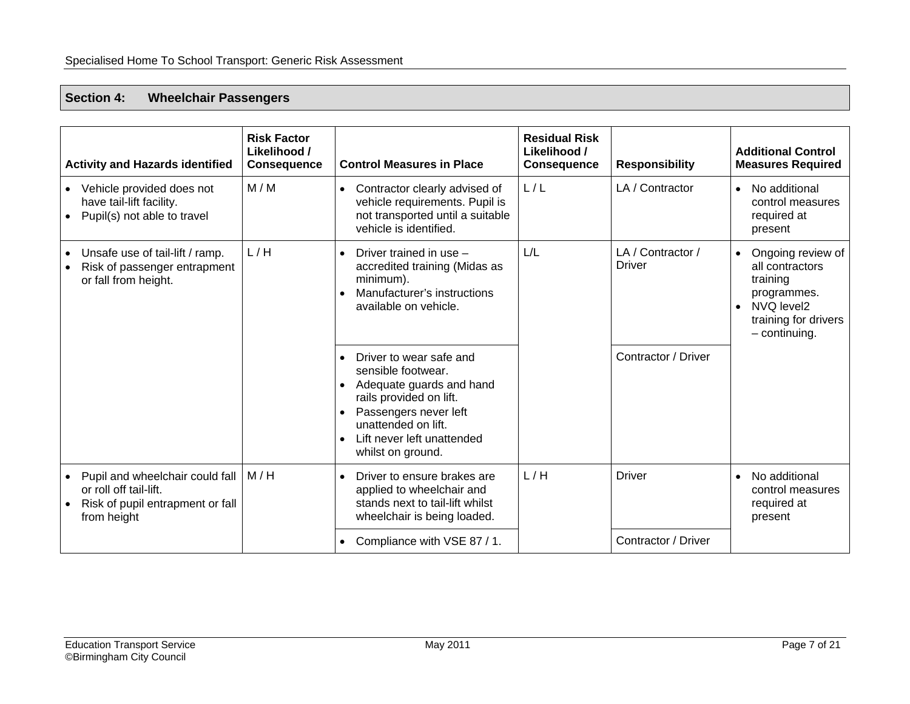## Section 4: Wheelchair Passengers

| Activity and Hazards identified | Risk Factor Likelihood / Consequence | Control Measures in Place | Residual Risk Likelihood / Consequence | Responsibility | Additional Control Measures Required |
|---|---|---|---|---|---|
| • Vehicle provided does not have tail-lift facility.<br>• Pupil(s) not able to travel | M / M | • Contractor clearly advised of vehicle requirements. Pupil is not transported until a suitable vehicle is identified. | L / L | LA / Contractor | • No additional control measures required at present |
| • Unsafe use of tail-lift / ramp.<br>• Risk of passenger entrapment or fall from height. | L / H | • Driver trained in use – accredited training (Midas as minimum).<br>• Manufacturer's instructions available on vehicle. | L/L | LA / Contractor / Driver | • Ongoing review of all contractors training programmes.<br>• NVQ level2 training for drivers – continuing. |
| | | • Driver to wear safe and sensible footwear.<br>• Adequate guards and hand rails provided on lift.<br>• Passengers never left unattended on lift.<br>• Lift never left unattended whilst on ground. | | Contractor / Driver | |
| • Pupil and wheelchair could fall or roll off tail-lift.<br>• Risk of pupil entrapment or fall from height | M / H | • Driver to ensure brakes are applied to wheelchair and stands next to tail-lift whilst wheelchair is being loaded. | L / H | Driver | • No additional control measures required at present |
| | | • Compliance with VSE 87 / 1. | | Contractor / Driver | |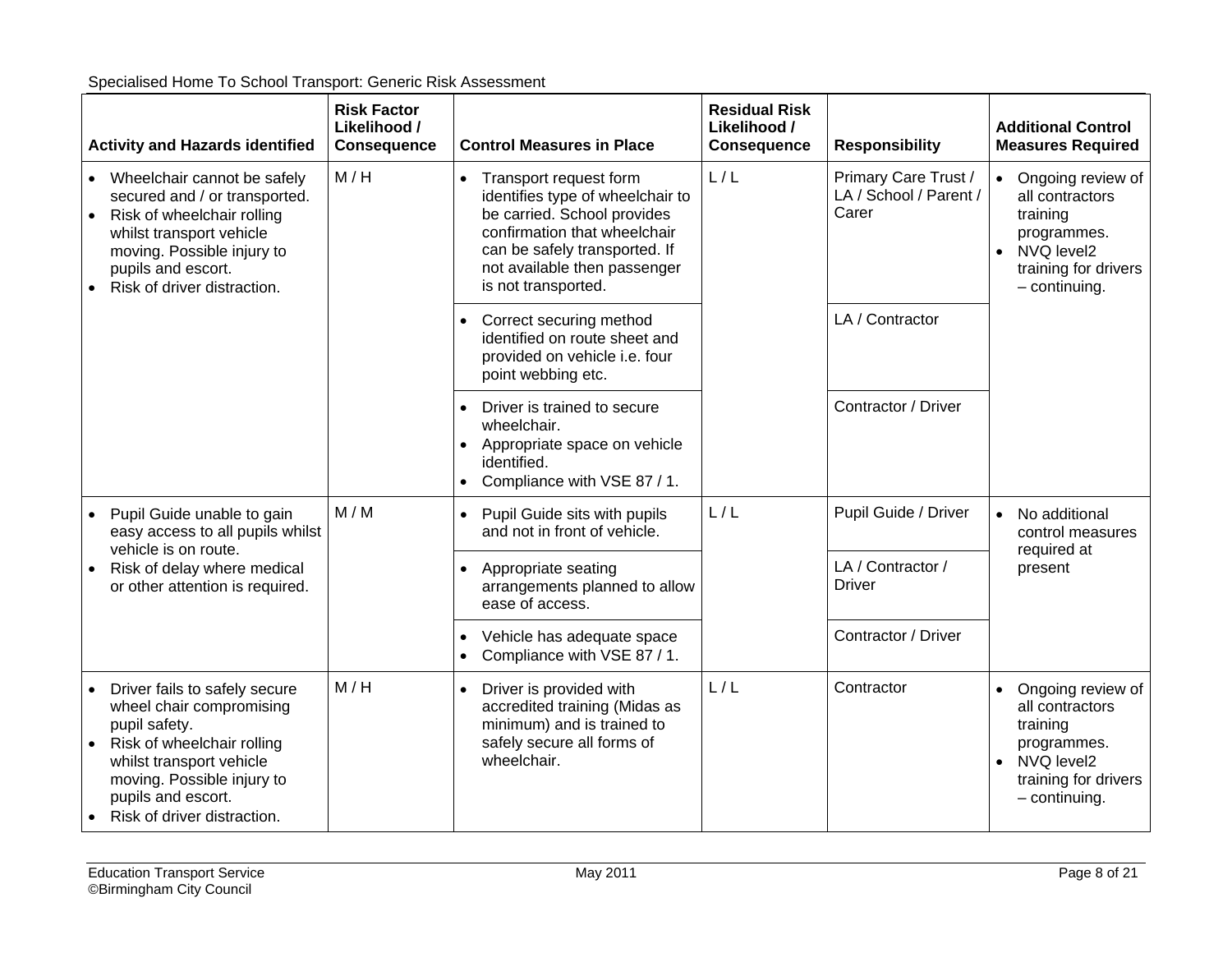Specialised Home To School Transport: Generic Risk Assessment

| Activity and Hazards identified | Risk Factor Likelihood / Consequence | Control Measures in Place | Residual Risk Likelihood / Consequence | Responsibility | Additional Control Measures Required |
|---|---|---|---|---|---|
| • Wheelchair cannot be safely secured and / or transported.<br>• Risk of wheelchair rolling whilst transport vehicle moving. Possible injury to pupils and escort.<br>• Risk of driver distraction. | M / H | • Transport request form identifies type of wheelchair to be carried. School provides confirmation that wheelchair can be safely transported. If not available then passenger is not transported. | L / L | Primary Care Trust / LA / School / Parent / Carer | • Ongoing review of all contractors training programmes.<br>• NVQ level2 training for drivers – continuing. |
| | | • Correct securing method identified on route sheet and provided on vehicle i.e. four point webbing etc. | | LA / Contractor | |
| | | • Driver is trained to secure wheelchair.<br>• Appropriate space on vehicle identified.<br>• Compliance with VSE 87 / 1. | | Contractor / Driver | |
| • Pupil Guide unable to gain easy access to all pupils whilst vehicle is on route.<br>• Risk of delay where medical or other attention is required. | M / M | • Pupil Guide sits with pupils and not in front of vehicle. | L / L | Pupil Guide / Driver | • No additional control measures required at present |
| | | • Appropriate seating arrangements planned to allow ease of access. | | LA / Contractor / Driver | |
| | | • Vehicle has adequate space<br>• Compliance with VSE 87 / 1. | | Contractor / Driver | |
| • Driver fails to safely secure wheel chair compromising pupil safety.<br>• Risk of wheelchair rolling whilst transport vehicle moving. Possible injury to pupils and escort.<br>• Risk of driver distraction. | M / H | • Driver is provided with accredited training (Midas as minimum) and is trained to safely secure all forms of wheelchair. | L / L | Contractor | • Ongoing review of all contractors training programmes.<br>• NVQ level2 training for drivers – continuing. |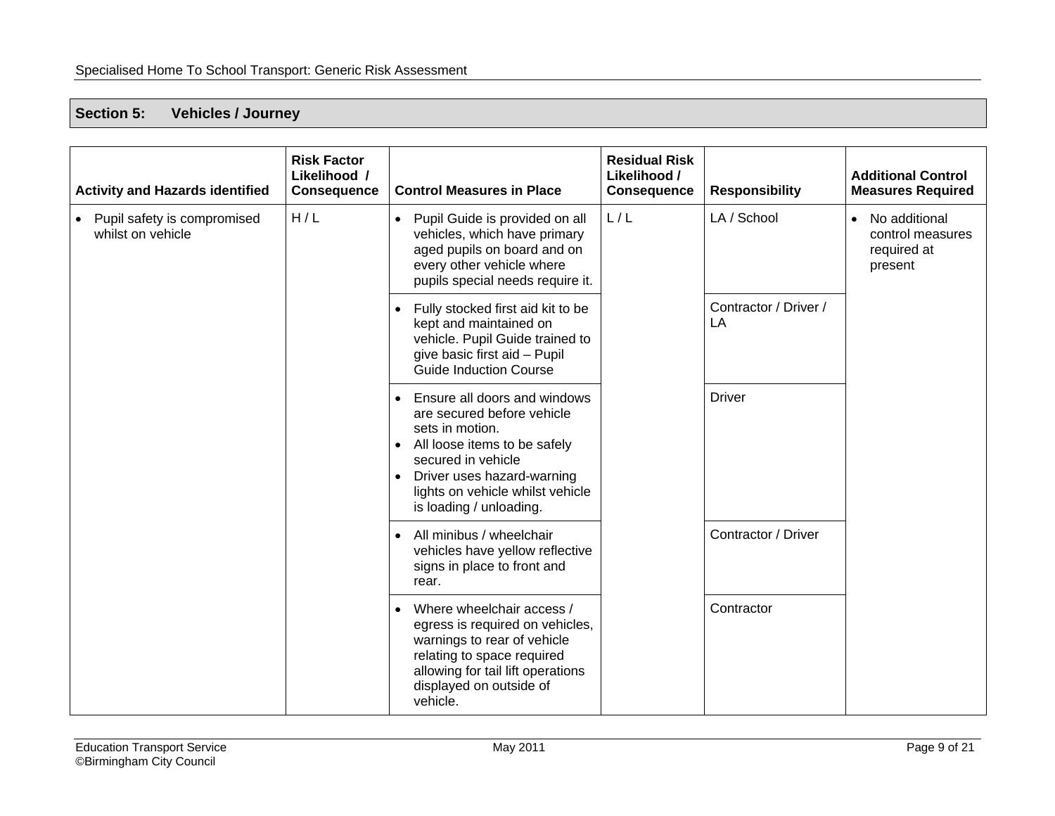## Section 5: Vehicles / Journey

| Activity and Hazards identified | Risk Factor Likelihood / Consequence | Control Measures in Place | Residual Risk Likelihood / Consequence | Responsibility | Additional Control Measures Required |
|---|---|---|---|---|---|
| • Pupil safety is compromised whilst on vehicle | H / L | • Pupil Guide is provided on all vehicles, which have primary aged pupils on board and on every other vehicle where pupils special needs require it. | L / L | LA / School | • No additional control measures required at present |
| | | • Fully stocked first aid kit to be kept and maintained on vehicle. Pupil Guide trained to give basic first aid – Pupil Guide Induction Course | | Contractor / Driver / LA | |
| | | • Ensure all doors and windows are secured before vehicle sets in motion. • All loose items to be safely secured in vehicle • Driver uses hazard-warning lights on vehicle whilst vehicle is loading / unloading. | | Driver | |
| | | • All minibus / wheelchair vehicles have yellow reflective signs in place to front and rear. | | Contractor / Driver | |
| | | • Where wheelchair access / egress is required on vehicles, warnings to rear of vehicle relating to space required allowing for tail lift operations displayed on outside of vehicle. | | Contractor | |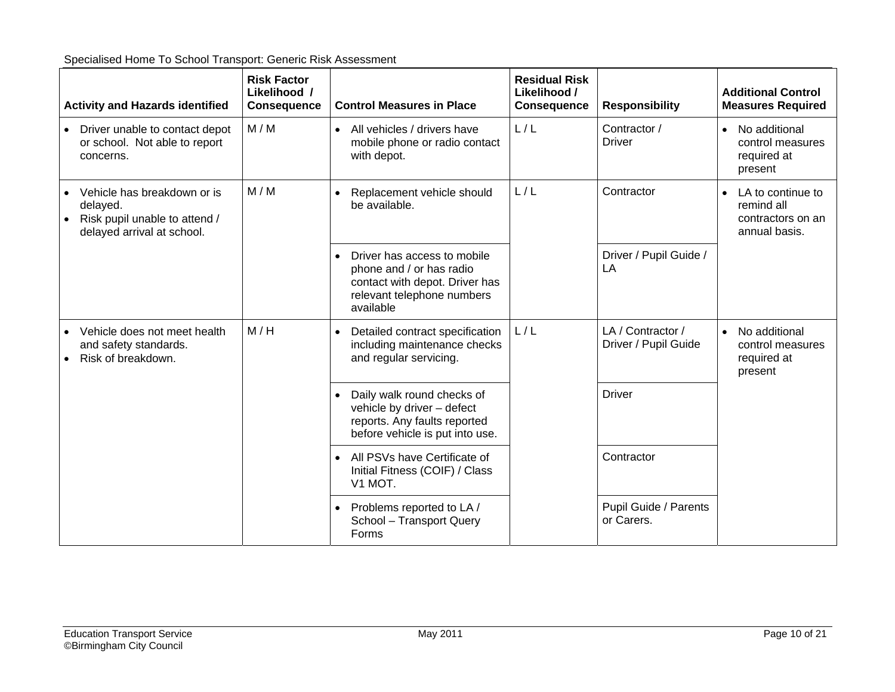Specialised Home To School Transport: Generic Risk Assessment

| Activity and Hazards identified | Risk Factor Likelihood / Consequence | Control Measures in Place | Residual Risk Likelihood / Consequence | Responsibility | Additional Control Measures Required |
|---|---|---|---|---|---|
| • Driver unable to contact depot or school. Not able to report concerns. | M / M | • All vehicles / drivers have mobile phone or radio contact with depot. | L / L | Contractor / Driver | • No additional control measures required at present |
| • Vehicle has breakdown or is delayed. • Risk pupil unable to attend / delayed arrival at school. | M / M | • Replacement vehicle should be available. | L / L | Contractor | • LA to continue to remind all contractors on an annual basis. |
| | | • Driver has access to mobile phone and / or has radio contact with depot. Driver has relevant telephone numbers available | | Driver / Pupil Guide / LA | |
| • Vehicle does not meet health and safety standards. • Risk of breakdown. | M / H | • Detailed contract specification including maintenance checks and regular servicing. | L / L | LA / Contractor / Driver / Pupil Guide | • No additional control measures required at present |
| | | • Daily walk round checks of vehicle by driver – defect reports. Any faults reported before vehicle is put into use. | | Driver | |
| | | • All PSVs have Certificate of Initial Fitness (COIF) / Class V1 MOT. | | Contractor | |
| | | • Problems reported to LA / School – Transport Query Forms | | Pupil Guide / Parents or Carers. | |

Education Transport Service
©Birmingham City Council

May 2011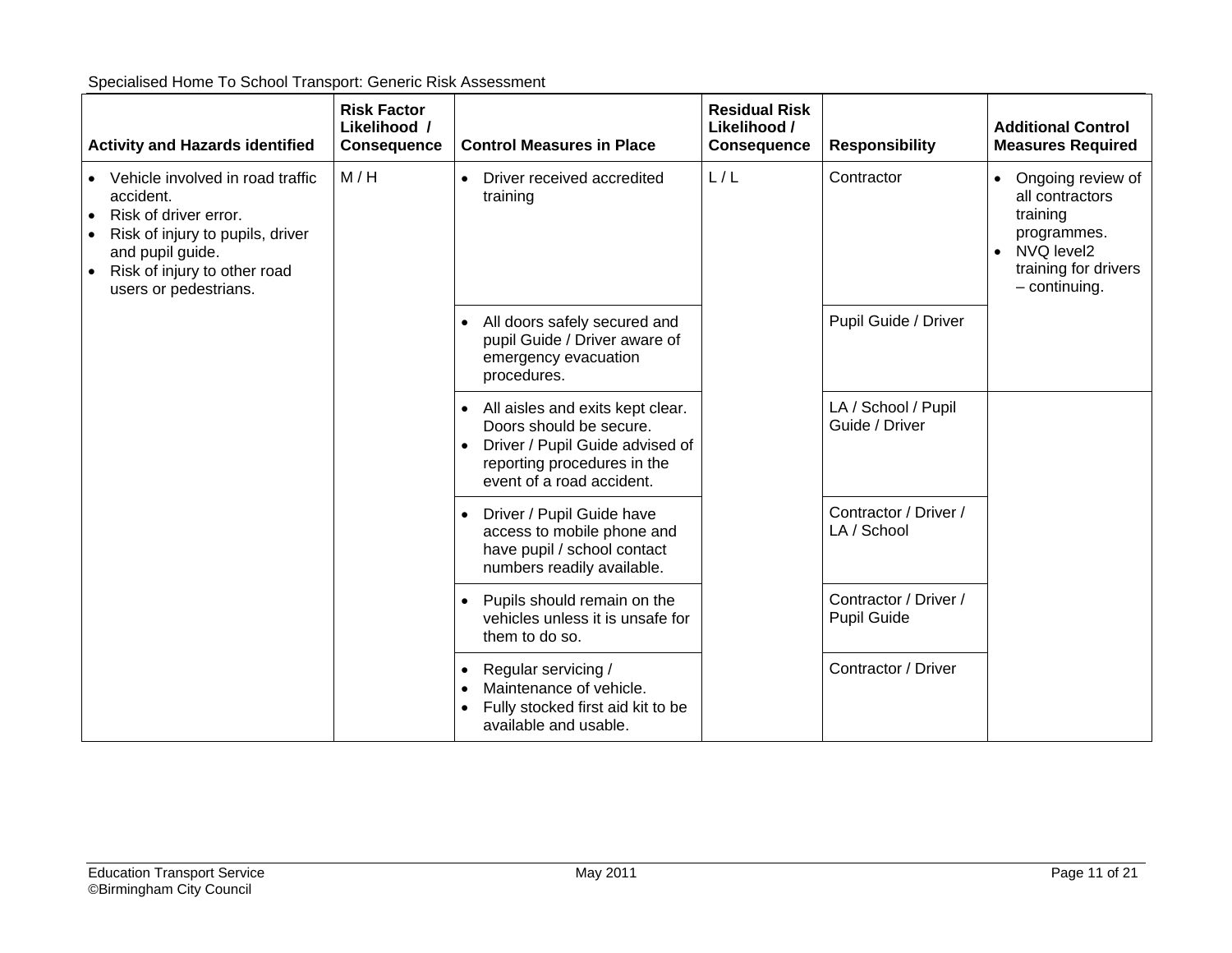Specialised Home To School Transport: Generic Risk Assessment

| Activity and Hazards identified | Risk Factor Likelihood / Consequence | Control Measures in Place | Residual Risk Likelihood / Consequence | Responsibility | Additional Control Measures Required |
|---|---|---|---|---|---|
| • Vehicle involved in road traffic accident.<br>• Risk of driver error.<br>• Risk of injury to pupils, driver and pupil guide.<br>• Risk of injury to other road users or pedestrians. | M / H | • Driver received accredited training | L / L | Contractor | • Ongoing review of all contractors training programmes.<br>• NVQ level2 training for drivers – continuing. |
| | | • All doors safely secured and pupil Guide / Driver aware of emergency evacuation procedures. | | Pupil Guide / Driver | |
| | | • All aisles and exits kept clear. Doors should be secure.<br>• Driver / Pupil Guide advised of reporting procedures in the event of a road accident. | | LA / School / Pupil Guide / Driver | |
| | | • Driver / Pupil Guide have access to mobile phone and have pupil / school contact numbers readily available. | | Contractor / Driver / LA / School | |
| | | • Pupils should remain on the vehicles unless it is unsafe for them to do so. | | Contractor / Driver / Pupil Guide | |
| | | • Regular servicing /<br>• Maintenance of vehicle.<br>• Fully stocked first aid kit to be available and usable. | | Contractor / Driver | |

Education Transport Service
©Birmingham City Council

May 2011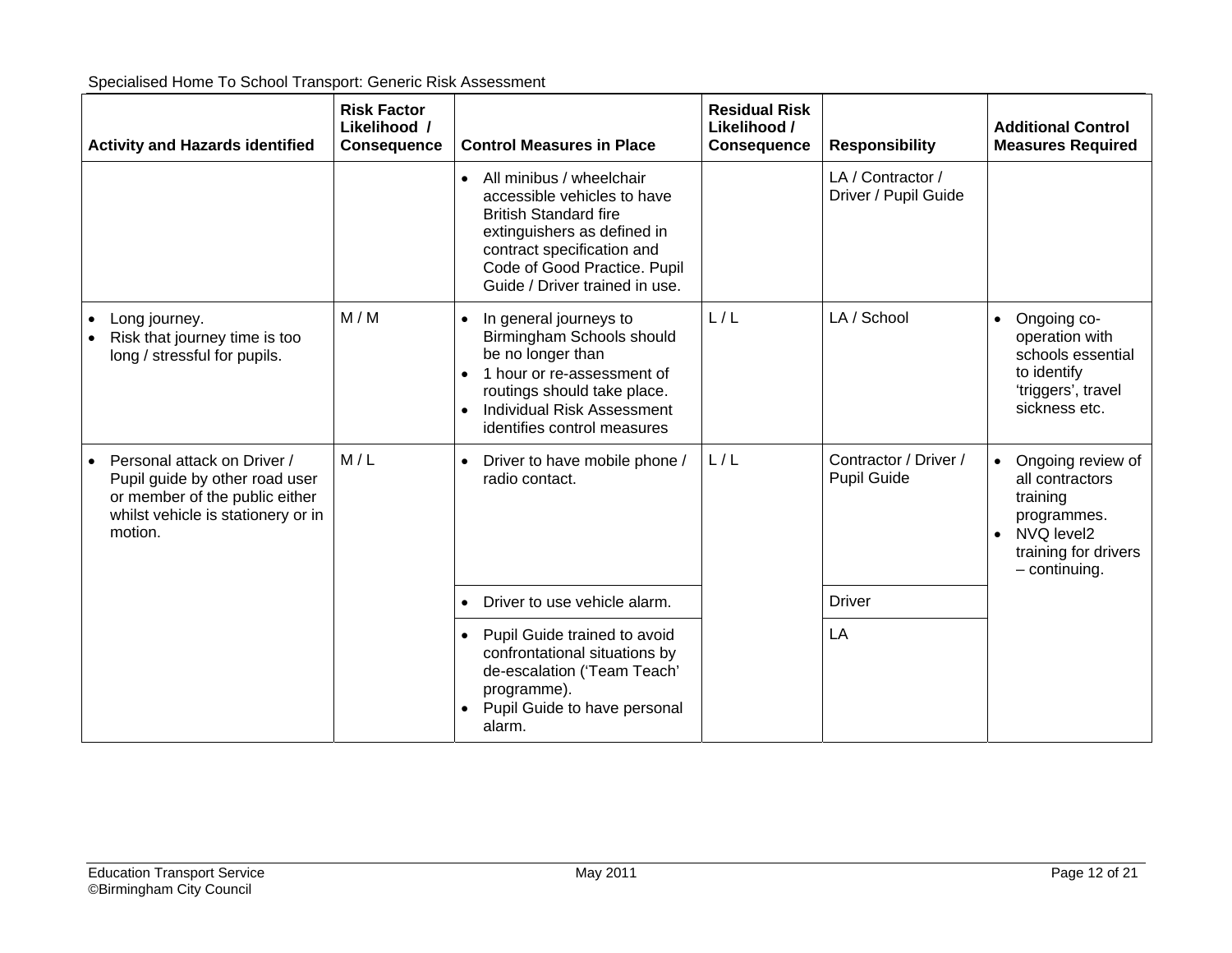Specialised Home To School Transport: Generic Risk Assessment

| Activity and Hazards identified | Risk Factor Likelihood / Consequence | Control Measures in Place | Residual Risk Likelihood / Consequence | Responsibility | Additional Control Measures Required |
|---|---|---|---|---|---|
| | | • All minibus / wheelchair accessible vehicles to have British Standard fire extinguishers as defined in contract specification and Code of Good Practice. Pupil Guide / Driver trained in use. | | LA / Contractor / Driver / Pupil Guide | |
| • Long journey.<br>• Risk that journey time is too long / stressful for pupils. | M / M | • In general journeys to Birmingham Schools should be no longer than<br>• 1 hour or re-assessment of routings should take place.<br>• Individual Risk Assessment identifies control measures | L / L | LA / School | • Ongoing co-operation with schools essential to identify 'triggers', travel sickness etc. |
| • Personal attack on Driver / Pupil guide by other road user or member of the public either whilst vehicle is stationery or in motion. | M / L | • Driver to have mobile phone / radio contact. | L / L | Contractor / Driver / Pupil Guide | • Ongoing review of all contractors training programmes.<br>• NVQ level2 training for drivers – continuing. |
| | | • Driver to use vehicle alarm. | | Driver | |
| | | • Pupil Guide trained to avoid confrontational situations by de-escalation ('Team Teach' programme).<br>• Pupil Guide to have personal alarm. | | LA | |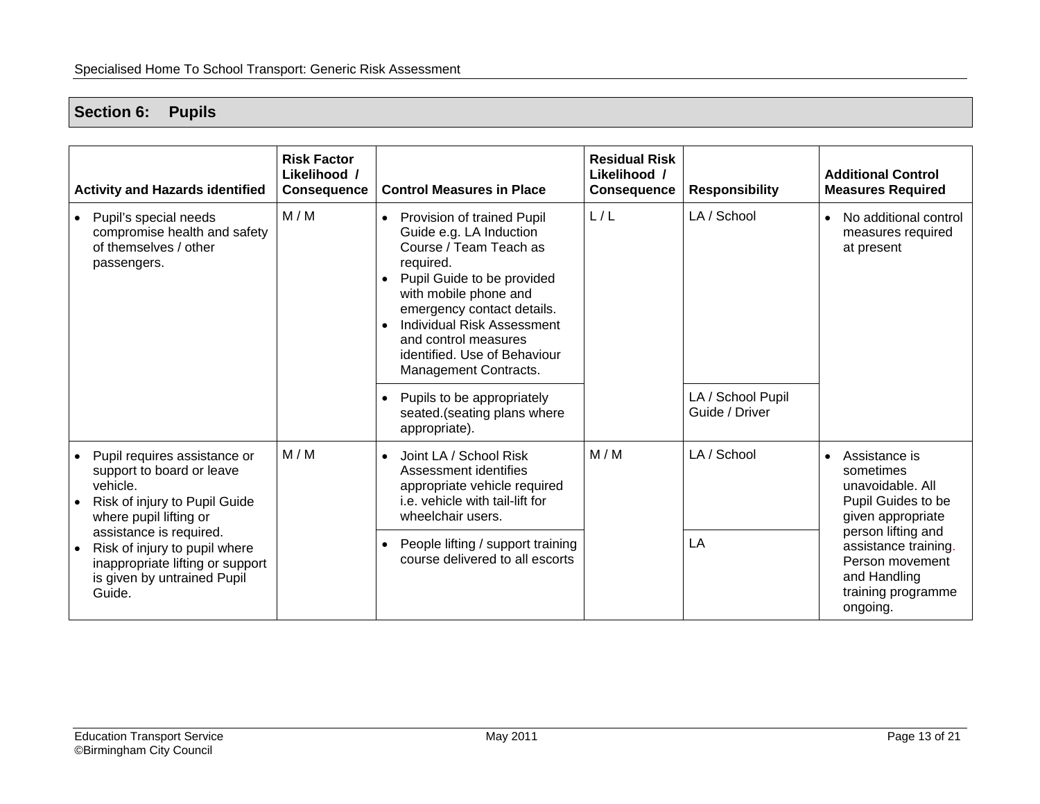## Section 6: Pupils

| Activity and Hazards identified | Risk Factor Likelihood / Consequence | Control Measures in Place | Residual Risk Likelihood / Consequence | Responsibility | Additional Control Measures Required |
|---|---|---|---|---|---|
| • Pupil's special needs compromise health and safety of themselves / other passengers. | M / M | • Provision of trained Pupil Guide e.g. LA Induction Course / Team Teach as required.<br>• Pupil Guide to be provided with mobile phone and emergency contact details.<br>• Individual Risk Assessment and control measures identified. Use of Behaviour Management Contracts. | L / L | LA / School | • No additional control measures required at present |
| | | • Pupils to be appropriately seated.(seating plans where appropriate). | | LA / School Pupil Guide / Driver | |
| • Pupil requires assistance or support to board or leave vehicle.<br>• Risk of injury to Pupil Guide where pupil lifting or assistance is required.<br>• Risk of injury to pupil where inappropriate lifting or support is given by untrained Pupil Guide. | M / M | • Joint LA / School Risk Assessment identifies appropriate vehicle required i.e. vehicle with tail-lift for wheelchair users. | M / M | LA / School | • Assistance is sometimes unavoidable. All Pupil Guides to be given appropriate person lifting and assistance training. Person movement and Handling training programme ongoing. |
| | | • People lifting / support training course delivered to all escorts | | LA | |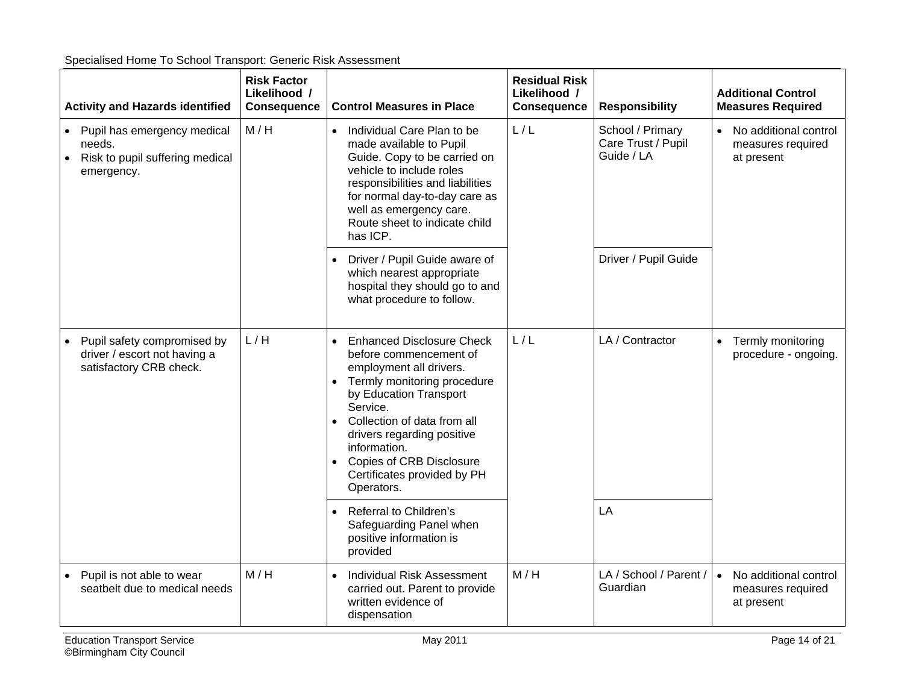Specialised Home To School Transport: Generic Risk Assessment

| Activity and Hazards identified | Risk Factor Likelihood / Consequence | Control Measures in Place | Residual Risk Likelihood / Consequence | Responsibility | Additional Control Measures Required |
|---|---|---|---|---|---|
| • Pupil has emergency medical needs.<br>• Risk to pupil suffering medical emergency. | M / H | • Individual Care Plan to be made available to Pupil Guide. Copy to be carried on vehicle to include roles responsibilities and liabilities for normal day-to-day care as well as emergency care. Route sheet to indicate child has ICP. | L / L | School / Primary Care Trust / Pupil Guide / LA | • No additional control measures required at present |
| | | • Driver / Pupil Guide aware of which nearest appropriate hospital they should go to and what procedure to follow. | | Driver / Pupil Guide | |
| • Pupil safety compromised by driver / escort not having a satisfactory CRB check. | L / H | • Enhanced Disclosure Check before commencement of employment all drivers.<br>• Termly monitoring procedure by Education Transport Service.<br>• Collection of data from all drivers regarding positive information.<br>• Copies of CRB Disclosure Certificates provided by PH Operators. | L / L | LA / Contractor | • Termly monitoring procedure - ongoing. |
| | | • Referral to Children's Safeguarding Panel when positive information is provided | | LA | |
| • Pupil is not able to wear seatbelt due to medical needs | M / H | • Individual Risk Assessment carried out. Parent to provide written evidence of dispensation | M / H | LA / School / Parent / Guardian | • No additional control measures required at present |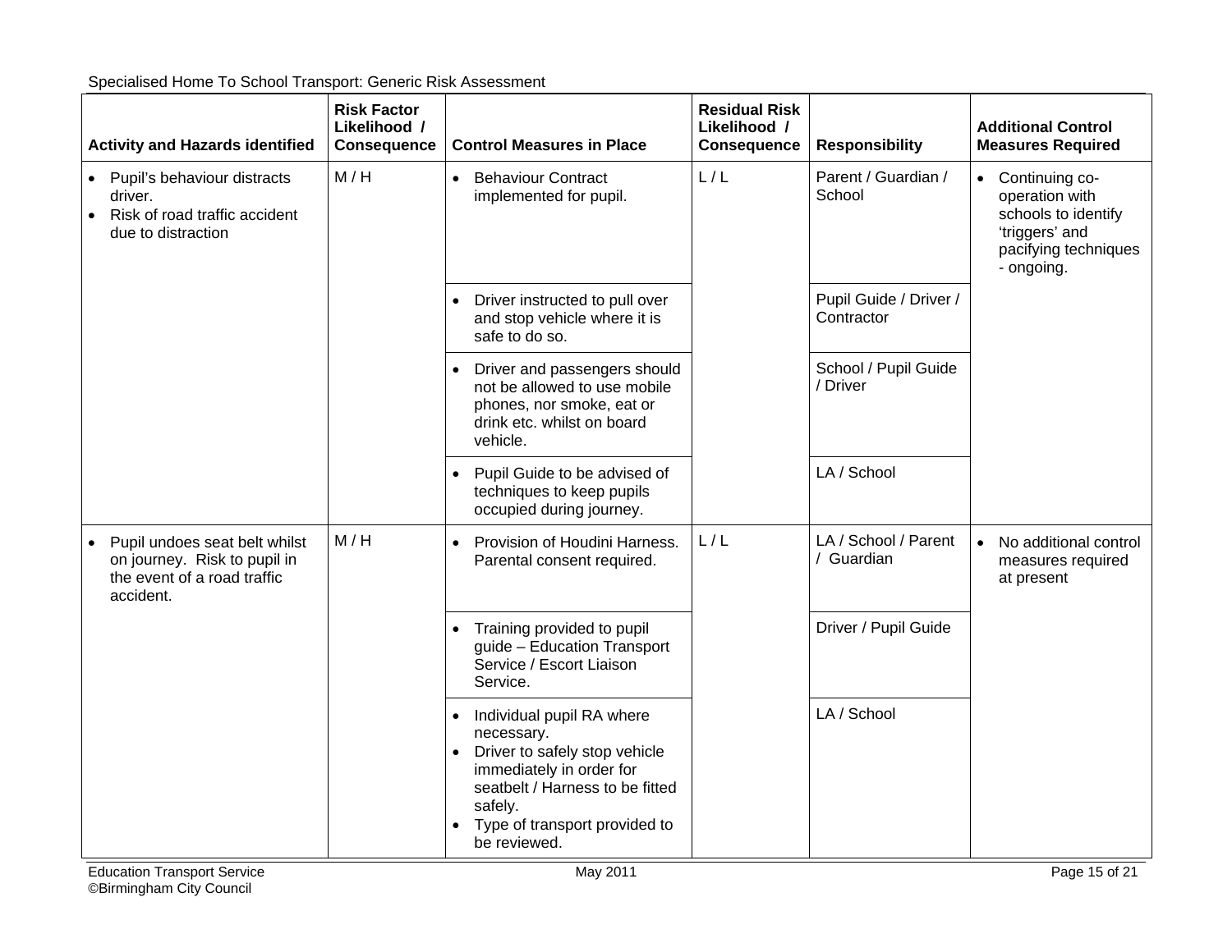Specialised Home To School Transport: Generic Risk Assessment

| Activity and Hazards identified | Risk Factor Likelihood / Consequence | Control Measures in Place | Residual Risk Likelihood / Consequence | Responsibility | Additional Control Measures Required |
|---|---|---|---|---|---|
| • Pupil's behaviour distracts driver.<br>• Risk of road traffic accident due to distraction | M / H | • Behaviour Contract implemented for pupil. | L / L | Parent / Guardian / School | • Continuing co-operation with schools to identify 'triggers' and pacifying techniques - ongoing. |
| | | • Driver instructed to pull over and stop vehicle where it is safe to do so. | | Pupil Guide / Driver / Contractor | |
| | | • Driver and passengers should not be allowed to use mobile phones, nor smoke, eat or drink etc. whilst on board vehicle. | | School / Pupil Guide / Driver | |
| | | • Pupil Guide to be advised of techniques to keep pupils occupied during journey. | | LA / School | |
| • Pupil undoes seat belt whilst on journey. Risk to pupil in the event of a road traffic accident. | M / H | • Provision of Houdini Harness. Parental consent required. | L / L | LA / School / Parent / Guardian | • No additional control measures required at present |
| | | • Training provided to pupil guide – Education Transport Service / Escort Liaison Service. | | Driver / Pupil Guide | |
| | | • Individual pupil RA where necessary.<br>• Driver to safely stop vehicle immediately in order for seatbelt / Harness to be fitted safely.<br>• Type of transport provided to be reviewed. | | LA / School | |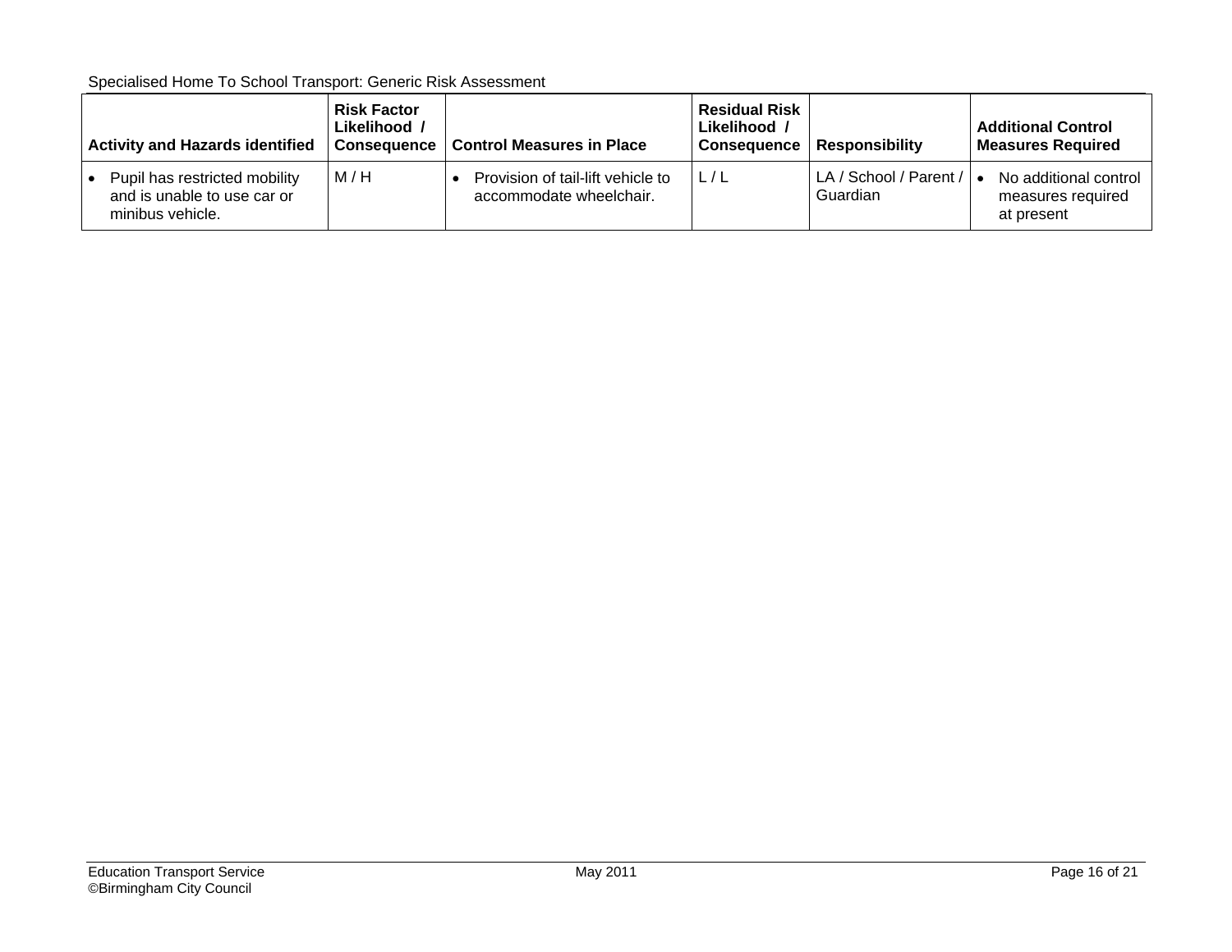Specialised Home To School Transport: Generic Risk Assessment

| Activity and Hazards identified | Risk Factor Likelihood / Consequence | Control Measures in Place | Residual Risk Likelihood / Consequence | Responsibility | Additional Control Measures Required |
|---|---|---|---|---|---|
| • Pupil has restricted mobility and is unable to use car or minibus vehicle. | M / H | • Provision of tail-lift vehicle to accommodate wheelchair. | L / L | LA / School / Parent / Guardian | • No additional control measures required at present |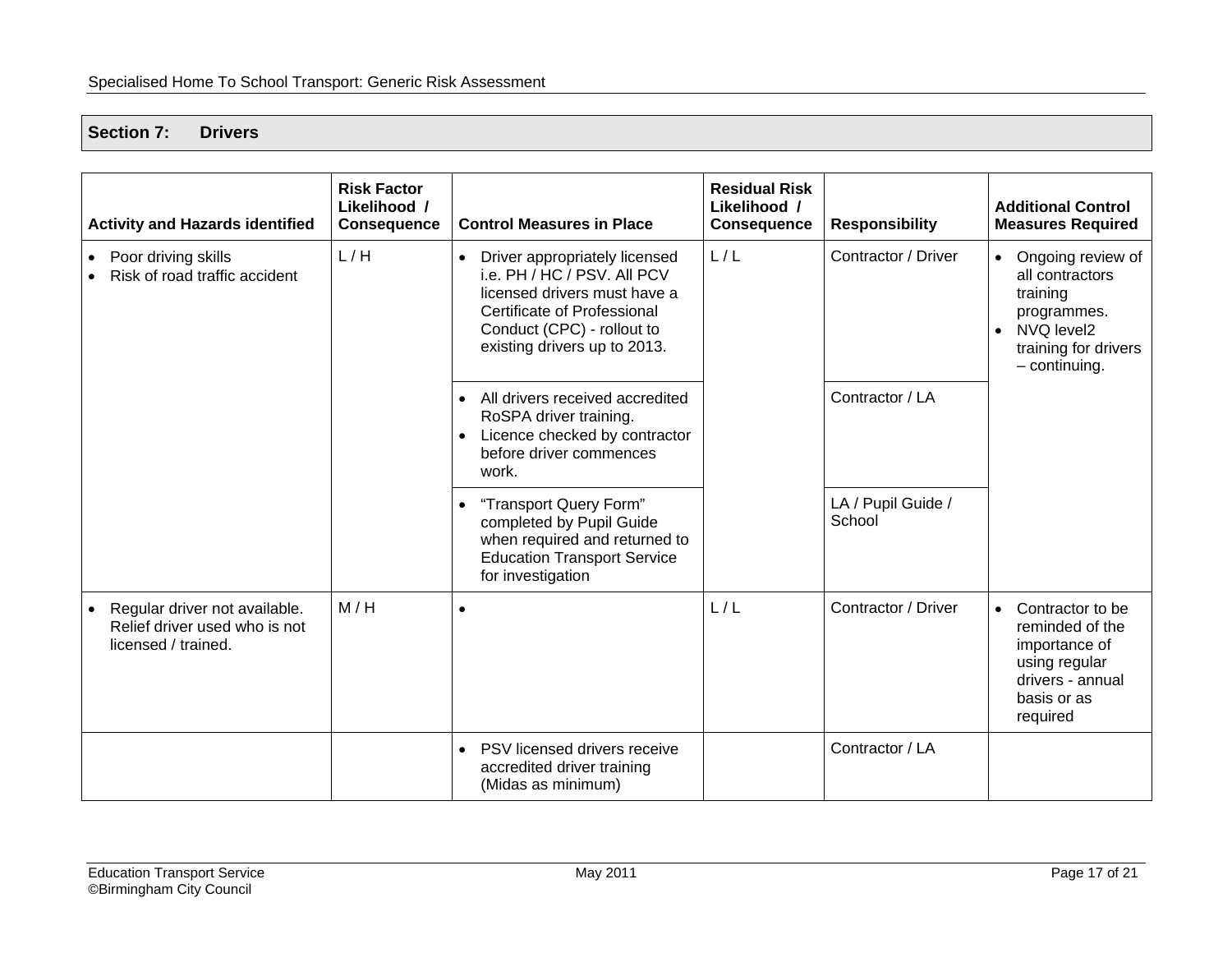## Section 7: Drivers

| Activity and Hazards identified | Risk Factor Likelihood / Consequence | Control Measures in Place | Residual Risk Likelihood / Consequence | Responsibility | Additional Control Measures Required |
|---|---|---|---|---|---|
| • Poor driving skills<br>• Risk of road traffic accident | L / H | • Driver appropriately licensed i.e. PH / HC / PSV. All PCV licensed drivers must have a Certificate of Professional Conduct (CPC) - rollout to existing drivers up to 2013. | L / L | Contractor / Driver | • Ongoing review of all contractors training programmes.<br>• NVQ level2 training for drivers – continuing. |
| | | • All drivers received accredited RoSPA driver training.<br>• Licence checked by contractor before driver commences work. | | Contractor / LA | |
| | | • "Transport Query Form" completed by Pupil Guide when required and returned to Education Transport Service for investigation | | LA / Pupil Guide / School | |
| • Regular driver not available. Relief driver used who is not licensed / trained. | M / H | • | L / L | Contractor / Driver | • Contractor to be reminded of the importance of using regular drivers - annual basis or as required |
| | | • PSV licensed drivers receive accredited driver training (Midas as minimum) | | Contractor / LA | |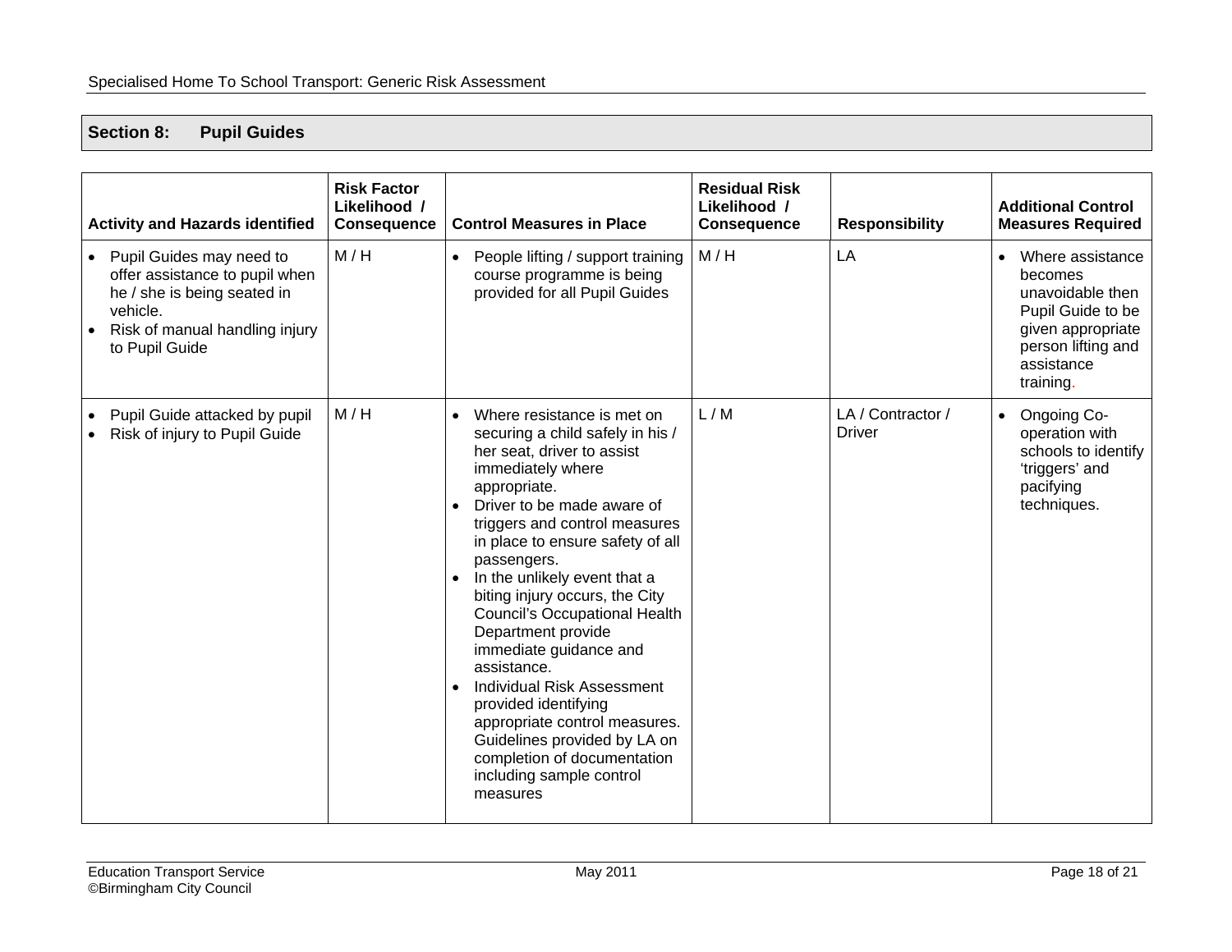## Section 8: Pupil Guides

| Activity and Hazards identified | Risk Factor Likelihood / Consequence | Control Measures in Place | Residual Risk Likelihood / Consequence | Responsibility | Additional Control Measures Required |
|---|---|---|---|---|---|
| • Pupil Guides may need to offer assistance to pupil when he / she is being seated in vehicle.<br>• Risk of manual handling injury to Pupil Guide | M / H | • People lifting / support training course programme is being provided for all Pupil Guides | M / H | LA | • Where assistance becomes unavoidable then Pupil Guide to be given appropriate person lifting and assistance training. |
| • Pupil Guide attacked by pupil<br>• Risk of injury to Pupil Guide | M / H | • Where resistance is met on securing a child safely in his / her seat, driver to assist immediately where appropriate.<br>• Driver to be made aware of triggers and control measures in place to ensure safety of all passengers.<br>• In the unlikely event that a biting injury occurs, the City Council's Occupational Health Department provide immediate guidance and assistance.<br>• Individual Risk Assessment provided identifying appropriate control measures. Guidelines provided by LA on completion of documentation including sample control measures | L / M | LA / Contractor / Driver | • Ongoing Co-operation with schools to identify 'triggers' and pacifying techniques. |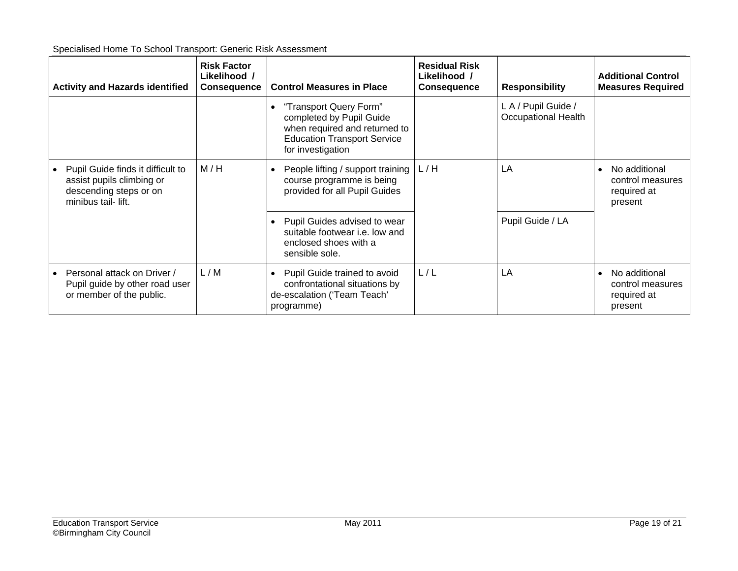Specialised Home To School Transport: Generic Risk Assessment

| Activity and Hazards identified | Risk Factor Likelihood / Consequence | Control Measures in Place | Residual Risk Likelihood / Consequence | Responsibility | Additional Control Measures Required |
|---|---|---|---|---|---|
| | | • "Transport Query Form" completed by Pupil Guide when required and returned to Education Transport Service for investigation | | L A / Pupil Guide / Occupational Health | |
| • Pupil Guide finds it difficult to assist pupils climbing or descending steps or on minibus tail- lift. | M / H | • People lifting / support training course programme is being provided for all Pupil Guides | L / H | LA | • No additional control measures required at present |
| | | • Pupil Guides advised to wear suitable footwear i.e. low and enclosed shoes with a sensible sole. | | Pupil Guide / LA | |
| • Personal attack on Driver / Pupil guide by other road user or member of the public. | L / M | • Pupil Guide trained to avoid confrontational situations by de-escalation ('Team Teach' programme) | L / L | LA | • No additional control measures required at present |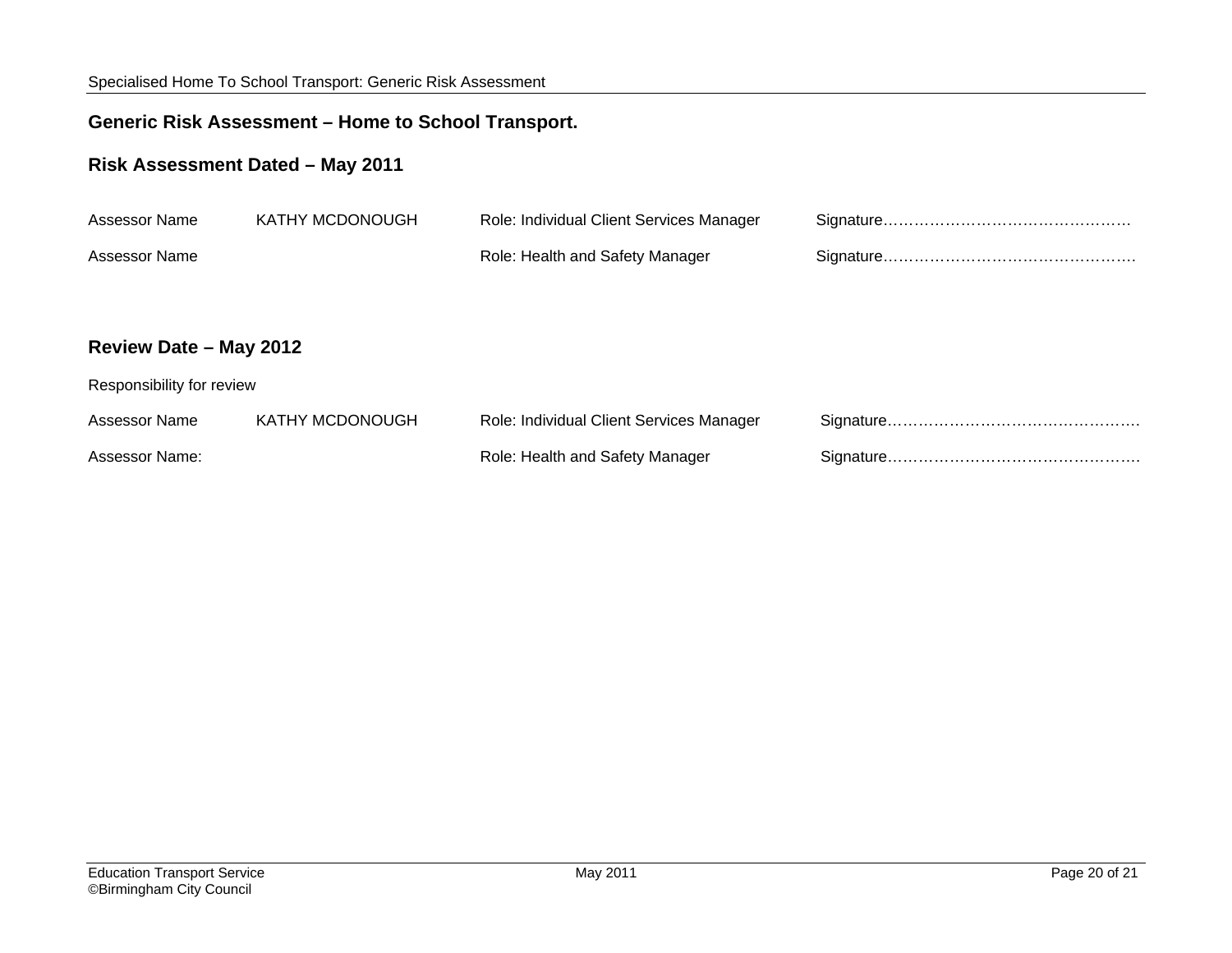## Generic Risk Assessment – Home to School Transport.

## Risk Assessment Dated – May 2011

| | | | |
|---|---|---|---|
| Assessor Name | KATHY MCDONOUGH | Role: Individual Client Services Manager | Signature………………………………………… |
| Assessor Name | | Role: Health and Safety Manager | Signature…………………………………………. |

## Review Date – May 2012

Responsibility for review

| | | | |
|---|---|---|---|
| Assessor Name | KATHY MCDONOUGH | Role: Individual Client Services Manager | Signature…………………………………………. |
| Assessor Name: | | Role: Health and Safety Manager | Signature…………………………………………. |